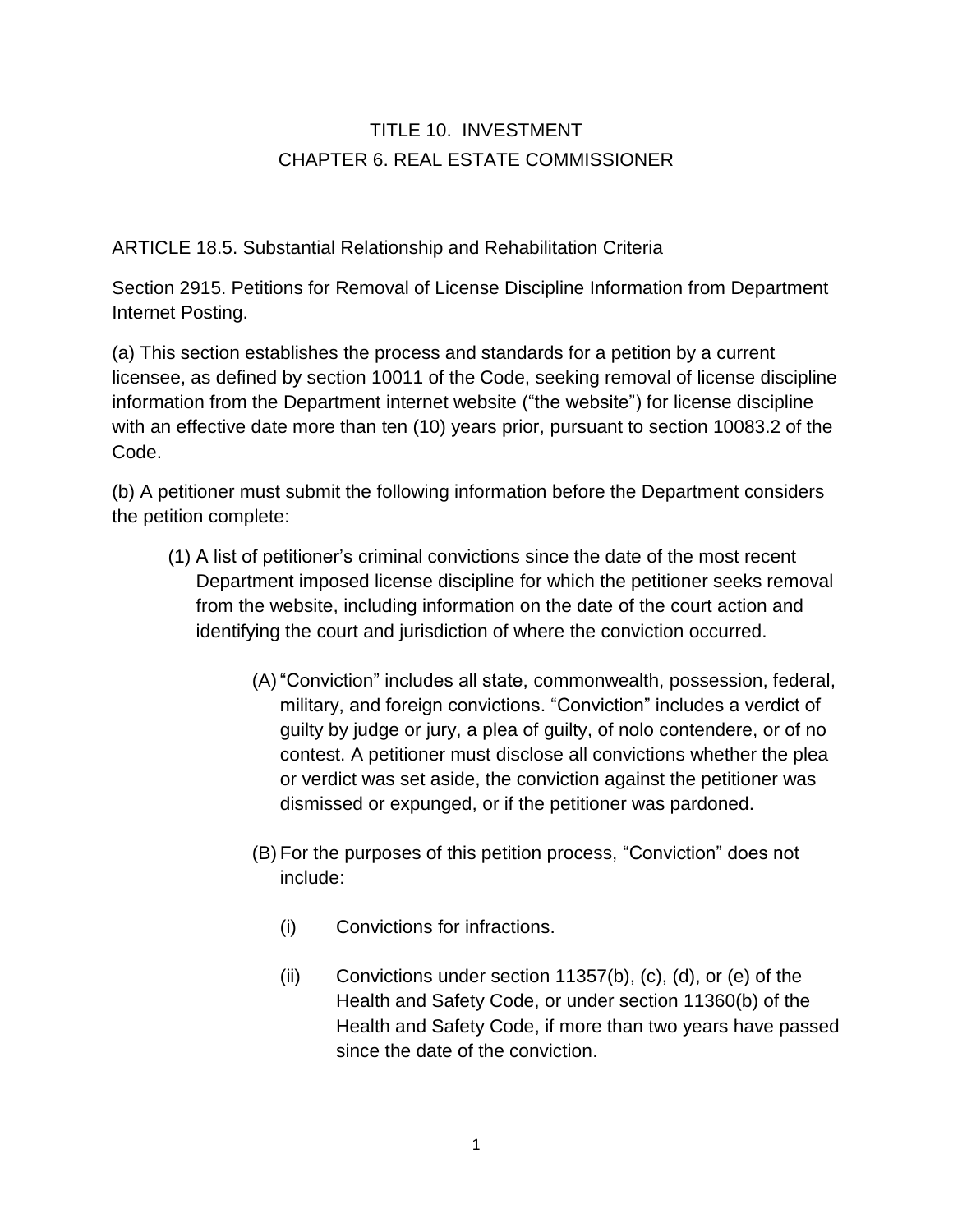# TITLE 10. INVESTMENT
## CHAPTER 6. REAL ESTATE COMMISSIONER

ARTICLE 18.5. Substantial Relationship and Rehabilitation Criteria

Section 2915. Petitions for Removal of License Discipline Information from Department Internet Posting.

(a) This section establishes the process and standards for a petition by a current licensee, as defined by section 10011 of the Code, seeking removal of license discipline information from the Department internet website ("the website") for license discipline with an effective date more than ten (10) years prior, pursuant to section 10083.2 of the Code.

(b) A petitioner must submit the following information before the Department considers the petition complete:

(1) A list of petitioner's criminal convictions since the date of the most recent Department imposed license discipline for which the petitioner seeks removal from the website, including information on the date of the court action and identifying the court and jurisdiction of where the conviction occurred.

(A) "Conviction" includes all state, commonwealth, possession, federal, military, and foreign convictions. "Conviction" includes a verdict of guilty by judge or jury, a plea of guilty, of nolo contendere, or of no contest. A petitioner must disclose all convictions whether the plea or verdict was set aside, the conviction against the petitioner was dismissed or expunged, or if the petitioner was pardoned.

(B) For the purposes of this petition process, "Conviction" does not include:

(i) Convictions for infractions.

(ii) Convictions under section 11357(b), (c), (d), or (e) of the Health and Safety Code, or under section 11360(b) of the Health and Safety Code, if more than two years have passed since the date of the conviction.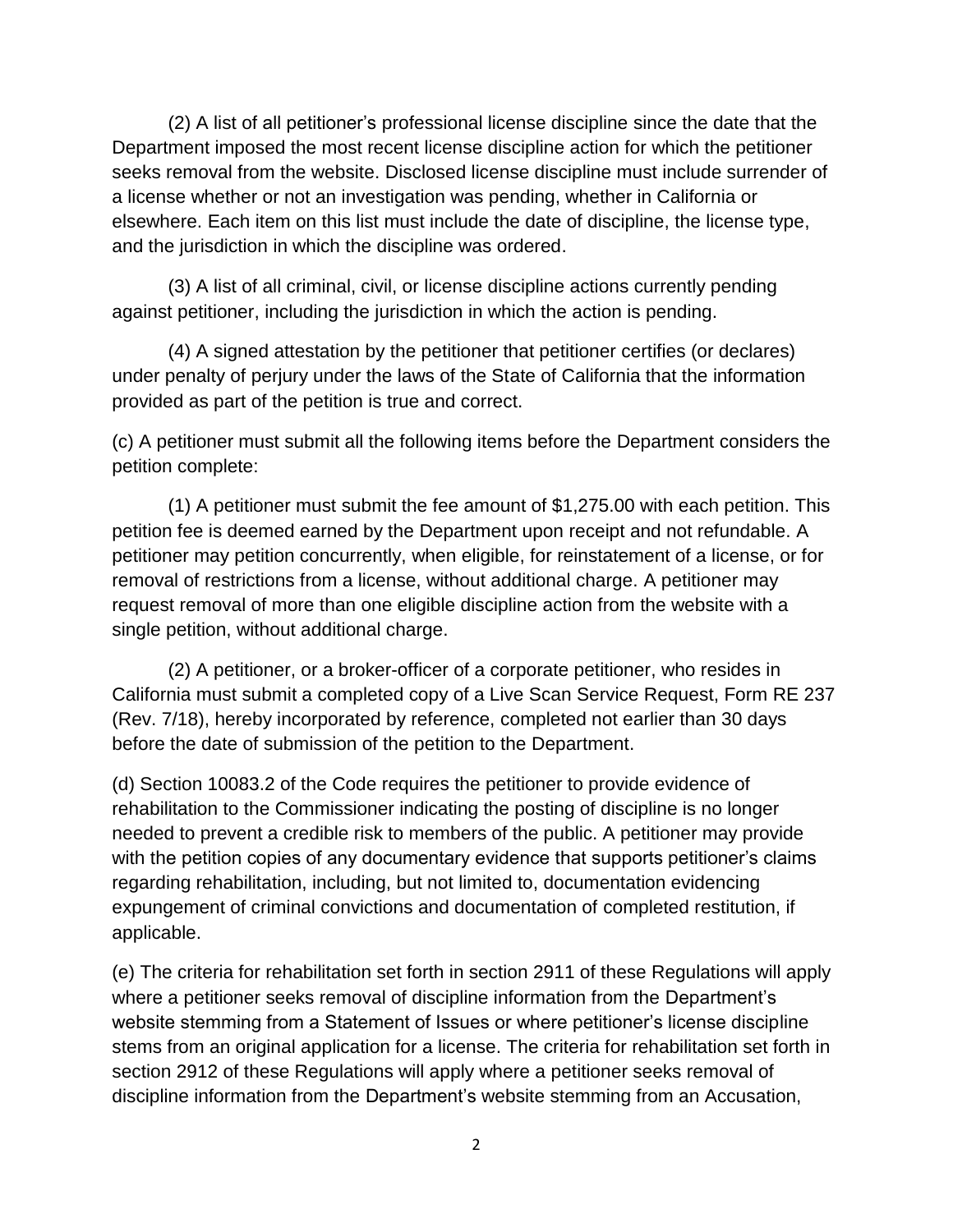(2) A list of all petitioner's professional license discipline since the date that the Department imposed the most recent license discipline action for which the petitioner seeks removal from the website. Disclosed license discipline must include surrender of a license whether or not an investigation was pending, whether in California or elsewhere. Each item on this list must include the date of discipline, the license type, and the jurisdiction in which the discipline was ordered.

(3) A list of all criminal, civil, or license discipline actions currently pending against petitioner, including the jurisdiction in which the action is pending.

(4) A signed attestation by the petitioner that petitioner certifies (or declares) under penalty of perjury under the laws of the State of California that the information provided as part of the petition is true and correct.

(c) A petitioner must submit all the following items before the Department considers the petition complete:

(1) A petitioner must submit the fee amount of $1,275.00 with each petition. This petition fee is deemed earned by the Department upon receipt and not refundable. A petitioner may petition concurrently, when eligible, for reinstatement of a license, or for removal of restrictions from a license, without additional charge. A petitioner may request removal of more than one eligible discipline action from the website with a single petition, without additional charge.

(2) A petitioner, or a broker-officer of a corporate petitioner, who resides in California must submit a completed copy of a Live Scan Service Request, Form RE 237 (Rev. 7/18), hereby incorporated by reference, completed not earlier than 30 days before the date of submission of the petition to the Department.

(d) Section 10083.2 of the Code requires the petitioner to provide evidence of rehabilitation to the Commissioner indicating the posting of discipline is no longer needed to prevent a credible risk to members of the public. A petitioner may provide with the petition copies of any documentary evidence that supports petitioner's claims regarding rehabilitation, including, but not limited to, documentation evidencing expungement of criminal convictions and documentation of completed restitution, if applicable.

(e) The criteria for rehabilitation set forth in section 2911 of these Regulations will apply where a petitioner seeks removal of discipline information from the Department's website stemming from a Statement of Issues or where petitioner's license discipline stems from an original application for a license. The criteria for rehabilitation set forth in section 2912 of these Regulations will apply where a petitioner seeks removal of discipline information from the Department's website stemming from an Accusation,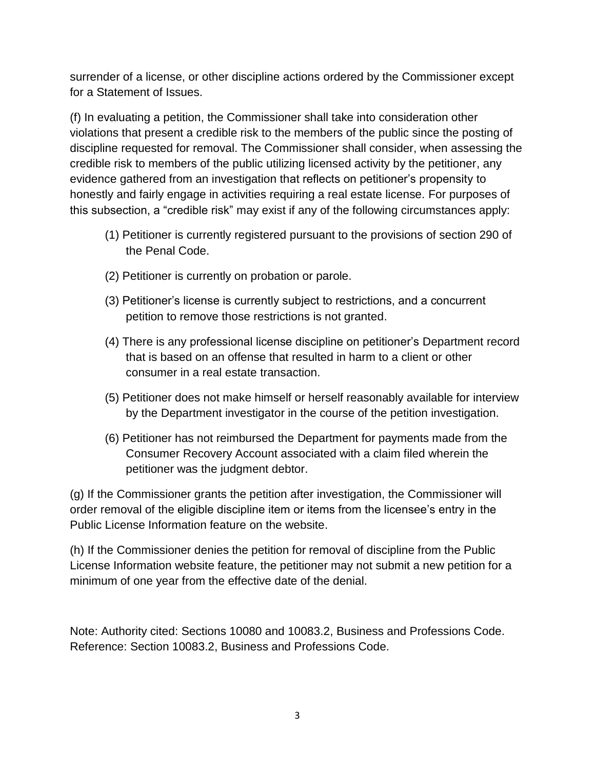surrender of a license, or other discipline actions ordered by the Commissioner except for a Statement of Issues.

(f) In evaluating a petition, the Commissioner shall take into consideration other violations that present a credible risk to the members of the public since the posting of discipline requested for removal. The Commissioner shall consider, when assessing the credible risk to members of the public utilizing licensed activity by the petitioner, any evidence gathered from an investigation that reflects on petitioner's propensity to honestly and fairly engage in activities requiring a real estate license. For purposes of this subsection, a "credible risk" may exist if any of the following circumstances apply:

(1) Petitioner is currently registered pursuant to the provisions of section 290 of the Penal Code.

(2) Petitioner is currently on probation or parole.

(3) Petitioner's license is currently subject to restrictions, and a concurrent petition to remove those restrictions is not granted.

(4) There is any professional license discipline on petitioner's Department record that is based on an offense that resulted in harm to a client or other consumer in a real estate transaction.

(5) Petitioner does not make himself or herself reasonably available for interview by the Department investigator in the course of the petition investigation.

(6) Petitioner has not reimbursed the Department for payments made from the Consumer Recovery Account associated with a claim filed wherein the petitioner was the judgment debtor.

(g) If the Commissioner grants the petition after investigation, the Commissioner will order removal of the eligible discipline item or items from the licensee's entry in the Public License Information feature on the website.

(h) If the Commissioner denies the petition for removal of discipline from the Public License Information website feature, the petitioner may not submit a new petition for a minimum of one year from the effective date of the denial.

Note: Authority cited: Sections 10080 and 10083.2, Business and Professions Code. Reference: Section 10083.2, Business and Professions Code.